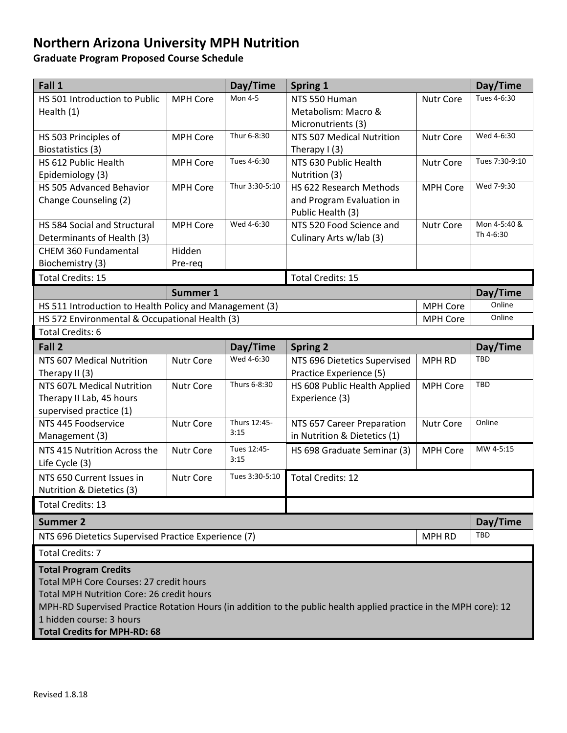# Northern Arizona University MPH Nutrition

## Graduate Program Proposed Course Schedule

| Fall 1 | | Day/Time | Spring 1 | | Day/Time |
|---|---|---|---|---|---|
| HS 501 Introduction to Public Health (1) | MPH Core | Mon 4-5 | NTS 550 Human Metabolism: Macro & Micronutrients (3) | Nutr Core | Tues 4-6:30 |
| HS 503 Principles of Biostatistics (3) | MPH Core | Thur 6-8:30 | NTS 507 Medical Nutrition Therapy I (3) | Nutr Core | Wed 4-6:30 |
| HS 612 Public Health Epidemiology (3) | MPH Core | Tues 4-6:30 | NTS 630 Public Health Nutrition (3) | Nutr Core | Tues 7:30-9:10 |
| HS 505 Advanced Behavior Change Counseling (2) | MPH Core | Thur 3:30-5:10 | HS 622 Research Methods and Program Evaluation in Public Health (3) | MPH Core | Wed 7-9:30 |
| HS 584 Social and Structural Determinants of Health (3) | MPH Core | Wed 4-6:30 | NTS 520 Food Science and Culinary Arts w/lab (3) | Nutr Core | Mon 4-5:40 & Th 4-6:30 |
| CHEM 360 Fundamental Biochemistry (3) | Hidden Pre-req | | | | |
| Total Credits: 15 | | | Total Credits: 15 | | |

| Summer 1 | | Day/Time |
|---|---|---|
| HS 511 Introduction to Health Policy and Management (3) | MPH Core | Online |
| HS 572 Environmental & Occupational Health (3) | MPH Core | Online |
| Total Credits: 6 | | |

| Fall 2 | | Day/Time | Spring 2 | | Day/Time |
|---|---|---|---|---|---|
| NTS 607 Medical Nutrition Therapy II (3) | Nutr Core | Wed 4-6:30 | NTS 696 Dietetics Supervised Practice Experience (5) | MPH RD | TBD |
| NTS 607L Medical Nutrition Therapy II Lab, 45 hours supervised practice (1) | Nutr Core | Thurs 6-8:30 | HS 608 Public Health Applied Experience (3) | MPH Core | TBD |
| NTS 445 Foodservice Management (3) | Nutr Core | Thurs 12:45-3:15 | NTS 657 Career Preparation in Nutrition & Dietetics (1) | Nutr Core | Online |
| NTS 415 Nutrition Across the Life Cycle (3) | Nutr Core | Tues 12:45-3:15 | HS 698 Graduate Seminar (3) | MPH Core | MW 4-5:15 |
| NTS 650 Current Issues in Nutrition & Dietetics (3) | Nutr Core | Tues 3:30-5:10 | Total Credits: 12 | | |
| Total Credits: 13 | | | | | |

| Summer 2 | | Day/Time |
|---|---|---|
| NTS 696 Dietetics Supervised Practice Experience (7) | MPH RD | TBD |
| Total Credits: 7 | | |

**Total Program Credits**
Total MPH Core Courses: 27 credit hours
Total MPH Nutrition Core: 26 credit hours
MPH-RD Supervised Practice Rotation Hours (in addition to the public health applied practice in the MPH core): 12
1 hidden course: 3 hours
**Total Credits for MPH-RD: 68**

Revised 1.8.18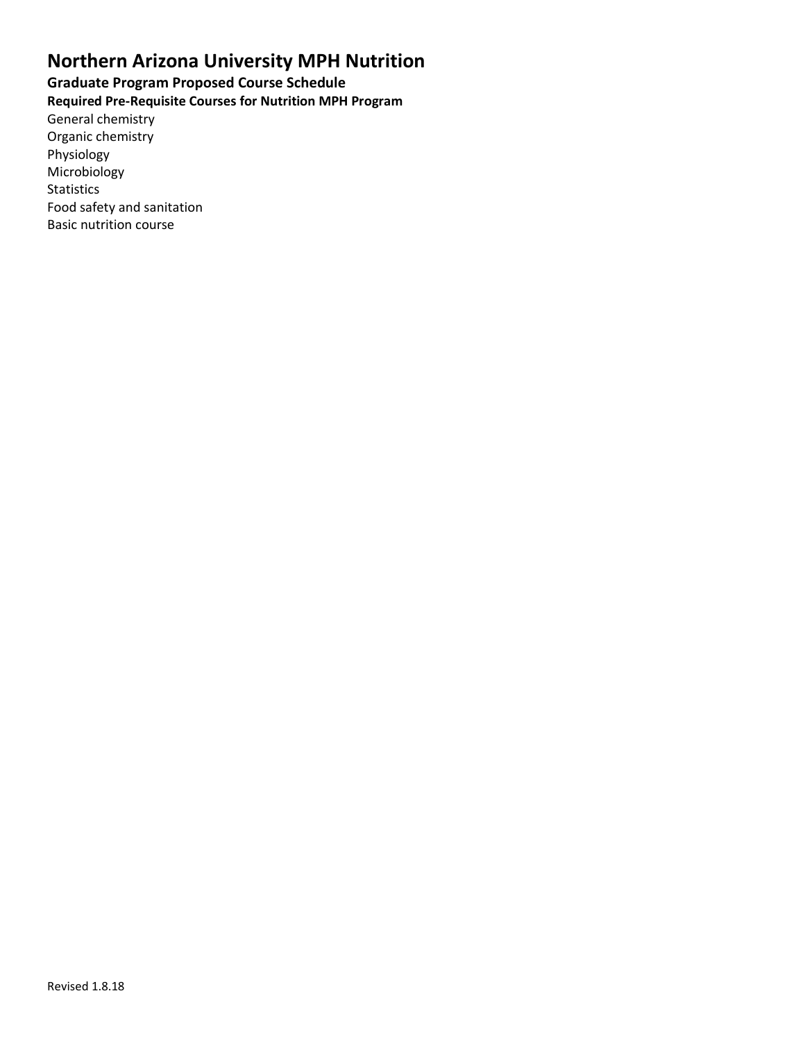# Northern Arizona University MPH Nutrition

### Graduate Program Proposed Course Schedule

#### Required Pre-Requisite Courses for Nutrition MPH Program

General chemistry
Organic chemistry
Physiology
Microbiology
Statistics
Food safety and sanitation
Basic nutrition course

Revised 1.8.18